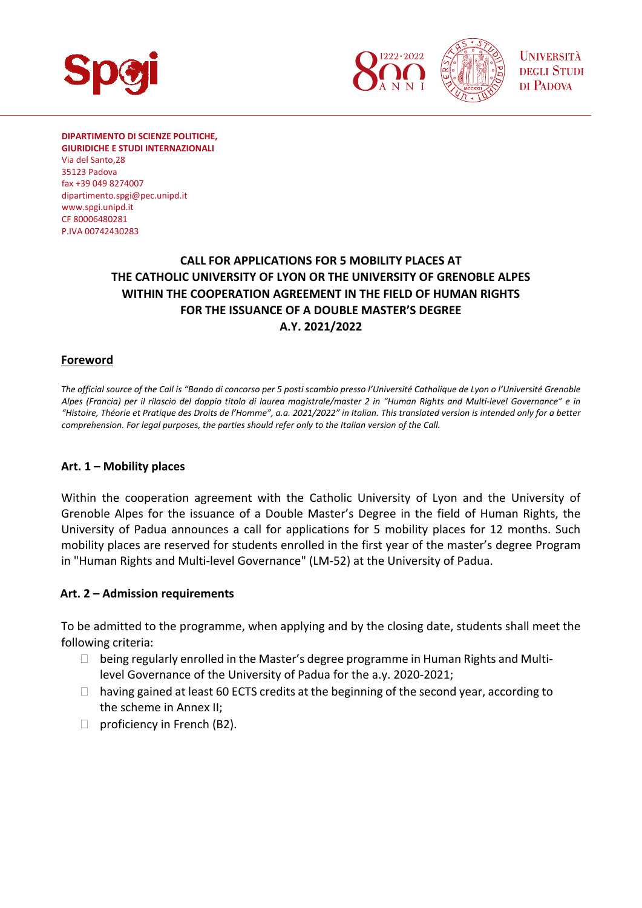**DIPARTIMENTO DI SCIENZE POLITICHE, GIURIDICHE E STUDI INTERNAZIONALI**
Via del Santo,28
35123 Padova
fax +39 049 8274007
dipartimento.spgi@pec.unipd.it
www.spgi.unipd.it
CF 80006480281
P.IVA 00742430283

# CALL FOR APPLICATIONS FOR 5 MOBILITY PLACES AT THE CATHOLIC UNIVERSITY OF LYON OR THE UNIVERSITY OF GRENOBLE ALPES WITHIN THE COOPERATION AGREEMENT IN THE FIELD OF HUMAN RIGHTS FOR THE ISSUANCE OF A DOUBLE MASTER'S DEGREE A.Y. 2021/2022

## Foreword

*The official source of the Call is "Bando di concorso per 5 posti scambio presso l'Université Catholique de Lyon o l'Université Grenoble Alpes (Francia) per il rilascio del doppio titolo di laurea magistrale/master 2 in "Human Rights and Multi-level Governance" e in "Histoire, Théorie et Pratique des Droits de l'Homme", a.a. 2021/2022" in Italian. This translated version is intended only for a better comprehension. For legal purposes, the parties should refer only to the Italian version of the Call.*

## Art. 1 – Mobility places

Within the cooperation agreement with the Catholic University of Lyon and the University of Grenoble Alpes for the issuance of a Double Master's Degree in the field of Human Rights, the University of Padua announces a call for applications for 5 mobility places for 12 months. Such mobility places are reserved for students enrolled in the first year of the master's degree Program in "Human Rights and Multi-level Governance" (LM-52) at the University of Padua.

## Art. 2 – Admission requirements

To be admitted to the programme, when applying and by the closing date, students shall meet the following criteria:

- being regularly enrolled in the Master's degree programme in Human Rights and Multi-level Governance of the University of Padua for the a.y. 2020-2021;
- having gained at least 60 ECTS credits at the beginning of the second year, according to the scheme in Annex II;
- proficiency in French (B2).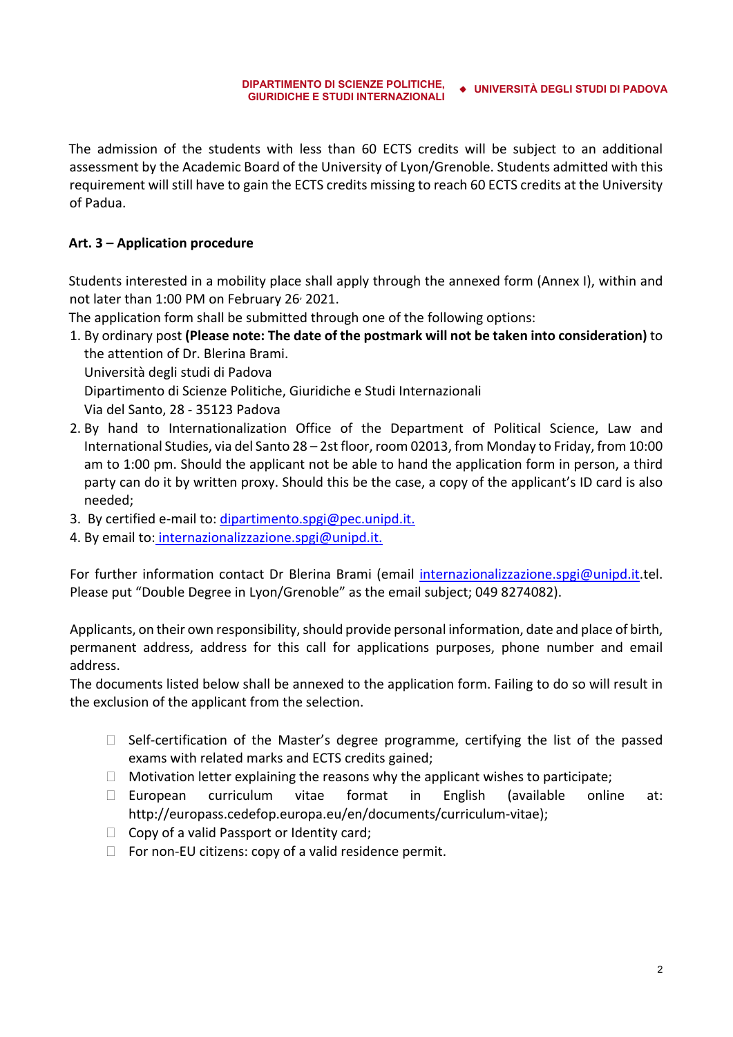The admission of the students with less than 60 ECTS credits will be subject to an additional assessment by the Academic Board of the University of Lyon/Grenoble. Students admitted with this requirement will still have to gain the ECTS credits missing to reach 60 ECTS credits at the University of Padua.

**Art. 3 – Application procedure**

Students interested in a mobility place shall apply through the annexed form (Annex I), within and not later than 1:00 PM on February 26, 2021.

The application form shall be submitted through one of the following options:

1. By ordinary post **(Please note: The date of the postmark will not be taken into consideration)** to the attention of Dr. Blerina Brami.
   Università degli studi di Padova
   Dipartimento di Scienze Politiche, Giuridiche e Studi Internazionali
   Via del Santo, 28 - 35123 Padova
2. By hand to Internationalization Office of the Department of Political Science, Law and International Studies, via del Santo 28 – 2st floor, room 02013, from Monday to Friday, from 10:00 am to 1:00 pm. Should the applicant not be able to hand the application form in person, a third party can do it by written proxy. Should this be the case, a copy of the applicant's ID card is also needed;
3. By certified e-mail to: dipartimento.spgi@pec.unipd.it.
4. By email to: internazionalizzazione.spgi@unipd.it.

For further information contact Dr Blerina Brami (email internazionalizzazione.spgi@unipd.it.tel. Please put "Double Degree in Lyon/Grenoble" as the email subject; 049 8274082).

Applicants, on their own responsibility, should provide personal information, date and place of birth, permanent address, address for this call for applications purposes, phone number and email address.

The documents listed below shall be annexed to the application form. Failing to do so will result in the exclusion of the applicant from the selection.

- Self-certification of the Master's degree programme, certifying the list of the passed exams with related marks and ECTS credits gained;
- Motivation letter explaining the reasons why the applicant wishes to participate;
- European curriculum vitae format in English (available online at: http://europass.cedefop.europa.eu/en/documents/curriculum-vitae);
- Copy of a valid Passport or Identity card;
- For non-EU citizens: copy of a valid residence permit.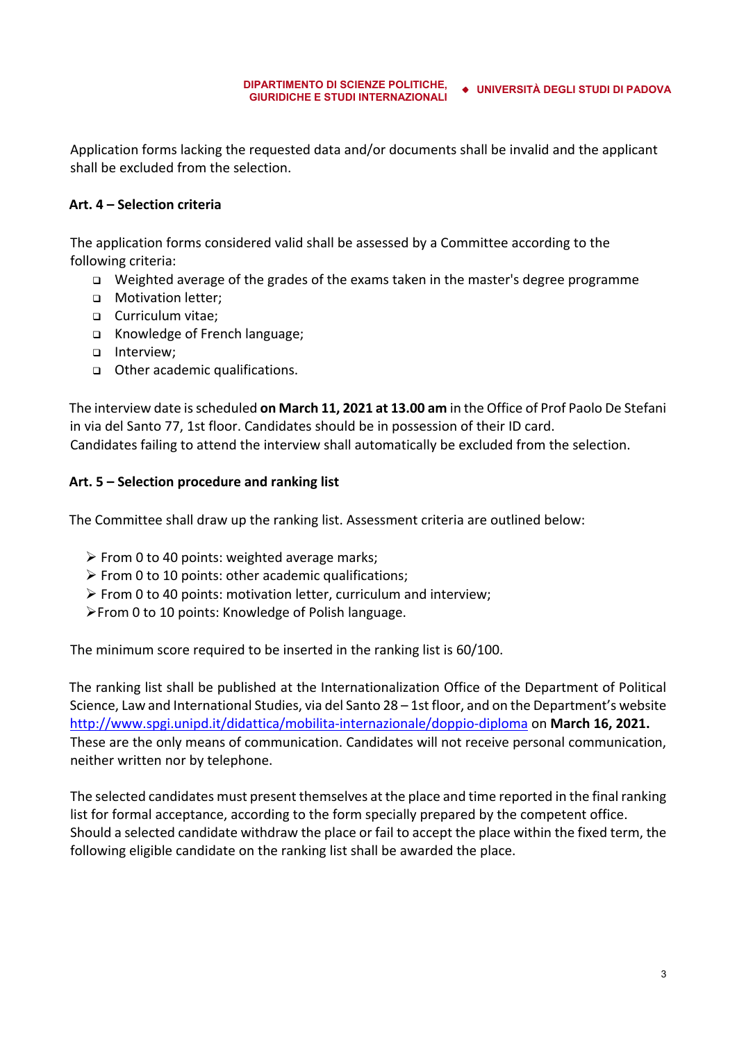Application forms lacking the requested data and/or documents shall be invalid and the applicant shall be excluded from the selection.

**Art. 4 – Selection criteria**

The application forms considered valid shall be assessed by a Committee according to the following criteria:

- Weighted average of the grades of the exams taken in the master's degree programme
- Motivation letter;
- Curriculum vitae;
- Knowledge of French language;
- Interview;
- Other academic qualifications.

The interview date is scheduled **on March 11, 2021 at 13.00 am** in the Office of Prof Paolo De Stefani in via del Santo 77, 1st floor. Candidates should be in possession of their ID card.
Candidates failing to attend the interview shall automatically be excluded from the selection.

**Art. 5 – Selection procedure and ranking list**

The Committee shall draw up the ranking list. Assessment criteria are outlined below:

- From 0 to 40 points: weighted average marks;
- From 0 to 10 points: other academic qualifications;
- From 0 to 40 points: motivation letter, curriculum and interview;
- From 0 to 10 points: Knowledge of Polish language.

The minimum score required to be inserted in the ranking list is 60/100.

The ranking list shall be published at the Internationalization Office of the Department of Political Science, Law and International Studies, via del Santo 28 – 1st floor, and on the Department's website http://www.spgi.unipd.it/didattica/mobilita-internazionale/doppio-diploma on **March 16, 2021.** These are the only means of communication. Candidates will not receive personal communication, neither written nor by telephone.

The selected candidates must present themselves at the place and time reported in the final ranking list for formal acceptance, according to the form specially prepared by the competent office.
Should a selected candidate withdraw the place or fail to accept the place within the fixed term, the following eligible candidate on the ranking list shall be awarded the place.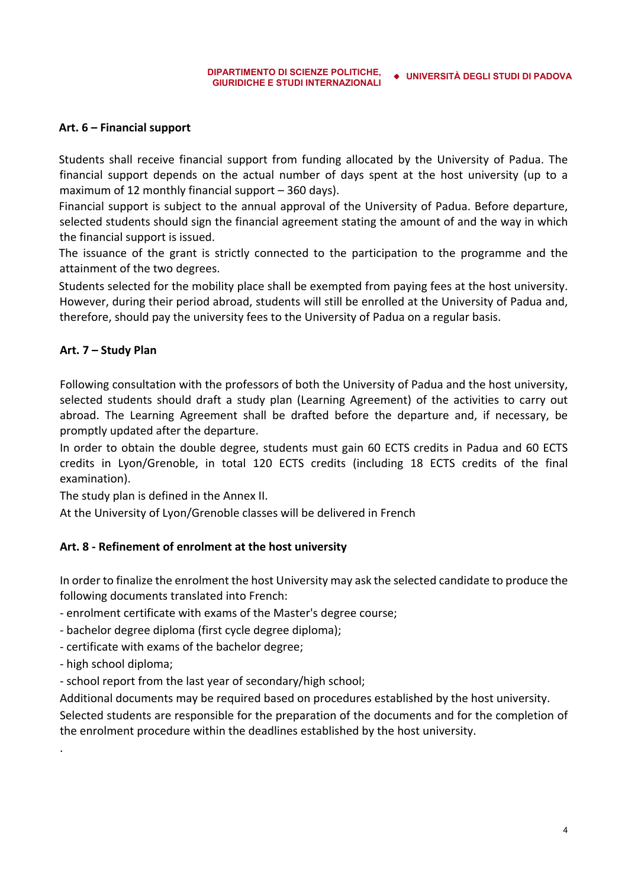**Art. 6 – Financial support**

Students shall receive financial support from funding allocated by the University of Padua. The financial support depends on the actual number of days spent at the host university (up to a maximum of 12 monthly financial support – 360 days).

Financial support is subject to the annual approval of the University of Padua. Before departure, selected students should sign the financial agreement stating the amount of and the way in which the financial support is issued.

The issuance of the grant is strictly connected to the participation to the programme and the attainment of the two degrees.

Students selected for the mobility place shall be exempted from paying fees at the host university. However, during their period abroad, students will still be enrolled at the University of Padua and, therefore, should pay the university fees to the University of Padua on a regular basis.

**Art. 7 – Study Plan**

Following consultation with the professors of both the University of Padua and the host university, selected students should draft a study plan (Learning Agreement) of the activities to carry out abroad. The Learning Agreement shall be drafted before the departure and, if necessary, be promptly updated after the departure.

In order to obtain the double degree, students must gain 60 ECTS credits in Padua and 60 ECTS credits in Lyon/Grenoble, in total 120 ECTS credits (including 18 ECTS credits of the final examination).

The study plan is defined in the Annex II.

At the University of Lyon/Grenoble classes will be delivered in French

**Art. 8 - Refinement of enrolment at the host university**

In order to finalize the enrolment the host University may ask the selected candidate to produce the following documents translated into French:

- enrolment certificate with exams of the Master's degree course;
- bachelor degree diploma (first cycle degree diploma);
- certificate with exams of the bachelor degree;
- high school diploma;
- school report from the last year of secondary/high school;

Additional documents may be required based on procedures established by the host university.

Selected students are responsible for the preparation of the documents and for the completion of the enrolment procedure within the deadlines established by the host university.

.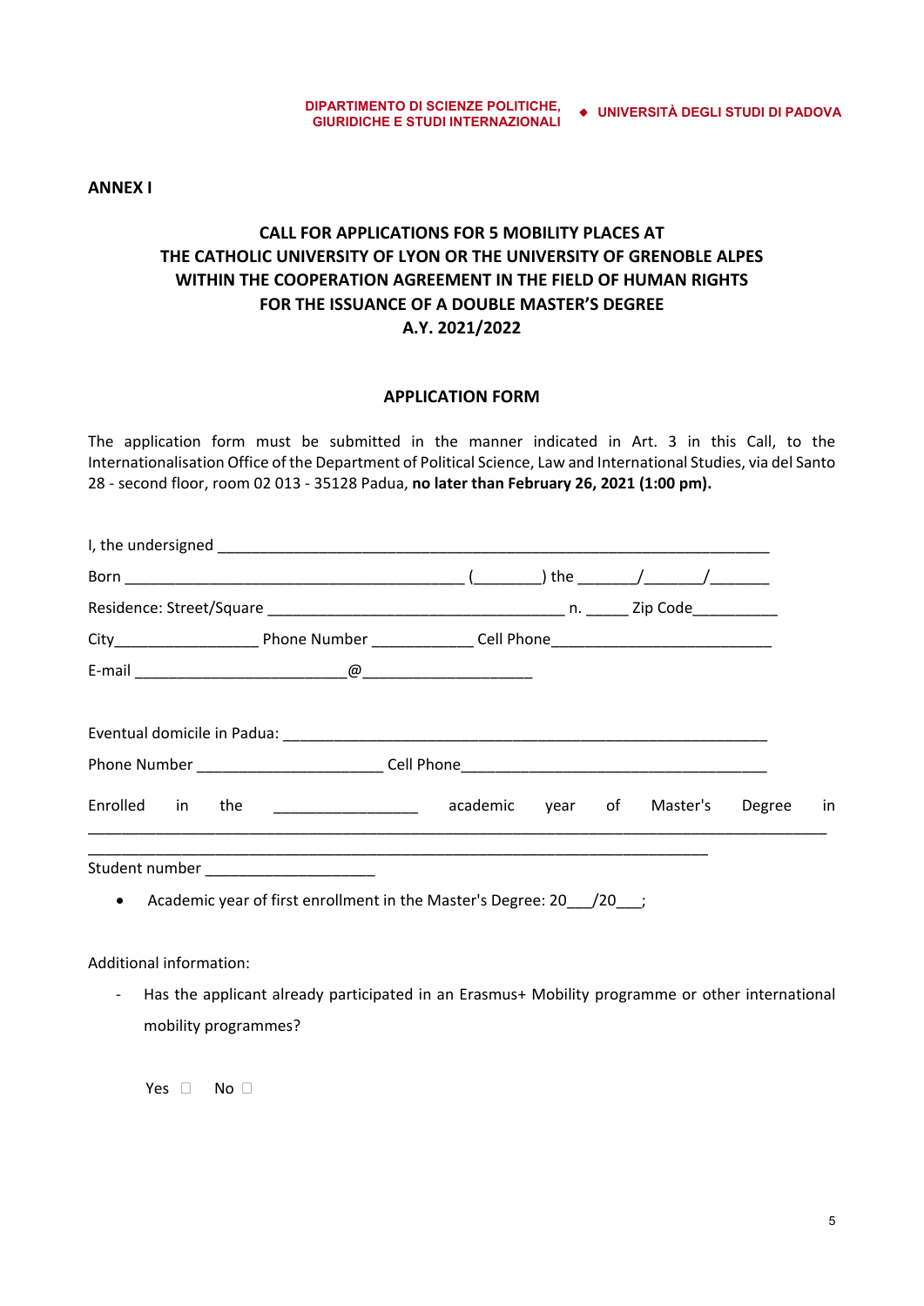**ANNEX I**

## CALL FOR APPLICATIONS FOR 5 MOBILITY PLACES AT THE CATHOLIC UNIVERSITY OF LYON OR THE UNIVERSITY OF GRENOBLE ALPES WITHIN THE COOPERATION AGREEMENT IN THE FIELD OF HUMAN RIGHTS FOR THE ISSUANCE OF A DOUBLE MASTER'S DEGREE A.Y. 2021/2022

### APPLICATION FORM

The application form must be submitted in the manner indicated in Art. 3 in this Call, to the Internationalisation Office of the Department of Political Science, Law and International Studies, via del Santo 28 - second floor, room 02 013 - 35128 Padua, **no later than February 26, 2021 (1:00 pm).**

I, the undersigned ______________________________________________________________

Born _________________________________________ (________) the _______/_______/_______

Residence: Street/Square ___________________________________ n. _____ Zip Code__________

City_________________ Phone Number ____________ Cell Phone__________________________

E-mail _________________________@____________________

Eventual domicile in Padua: _________________________________________________________

Phone Number ______________________ Cell Phone____________________________________

Enrolled in the _________________ academic year of Master's Degree in ___________________________________________________________________________________________
__________________________________________________________________________

Student number ____________________

- Academic year of first enrollment in the Master's Degree: 20___/20___;

Additional information:

- Has the applicant already participated in an Erasmus+ Mobility programme or other international mobility programmes?

Yes ☐ No ☐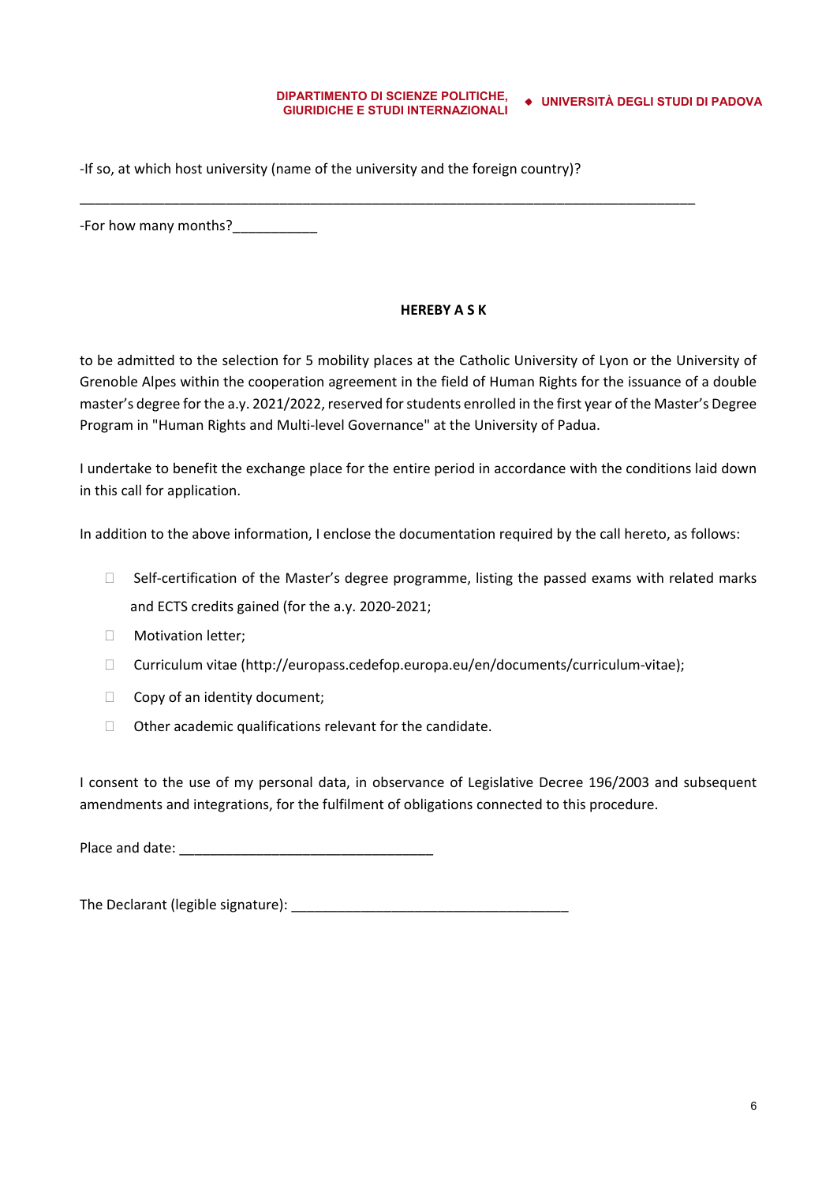-If so, at which host university (name of the university and the foreign country)?

\_\_\_\_\_\_\_\_\_\_\_\_\_\_\_\_\_\_\_\_\_\_\_\_\_\_\_\_\_\_\_\_\_\_\_\_\_\_\_\_\_\_\_\_\_\_\_\_\_\_\_\_\_\_\_\_\_\_\_\_\_\_\_\_\_\_\_\_\_\_\_\_\_\_\_\_\_\_\_\_

-For how many months?\_\_\_\_\_\_\_\_\_\_\_

**HEREBY A S K**

to be admitted to the selection for 5 mobility places at the Catholic University of Lyon or the University of Grenoble Alpes within the cooperation agreement in the field of Human Rights for the issuance of a double master's degree for the a.y. 2021/2022, reserved for students enrolled in the first year of the Master's Degree Program in "Human Rights and Multi-level Governance" at the University of Padua.

I undertake to benefit the exchange place for the entire period in accordance with the conditions laid down in this call for application.

In addition to the above information, I enclose the documentation required by the call hereto, as follows:

- ☐ Self-certification of the Master's degree programme, listing the passed exams with related marks and ECTS credits gained (for the a.y. 2020-2021;
- ☐ Motivation letter;
- ☐ Curriculum vitae (http://europass.cedefop.europa.eu/en/documents/curriculum-vitae);
- ☐ Copy of an identity document;
- ☐ Other academic qualifications relevant for the candidate.

I consent to the use of my personal data, in observance of Legislative Decree 196/2003 and subsequent amendments and integrations, for the fulfilment of obligations connected to this procedure.

Place and date: \_\_\_\_\_\_\_\_\_\_\_\_\_\_\_\_\_\_\_\_\_\_\_\_\_\_\_\_\_\_\_\_\_

The Declarant (legible signature): \_\_\_\_\_\_\_\_\_\_\_\_\_\_\_\_\_\_\_\_\_\_\_\_\_\_\_\_\_\_\_\_\_\_\_\_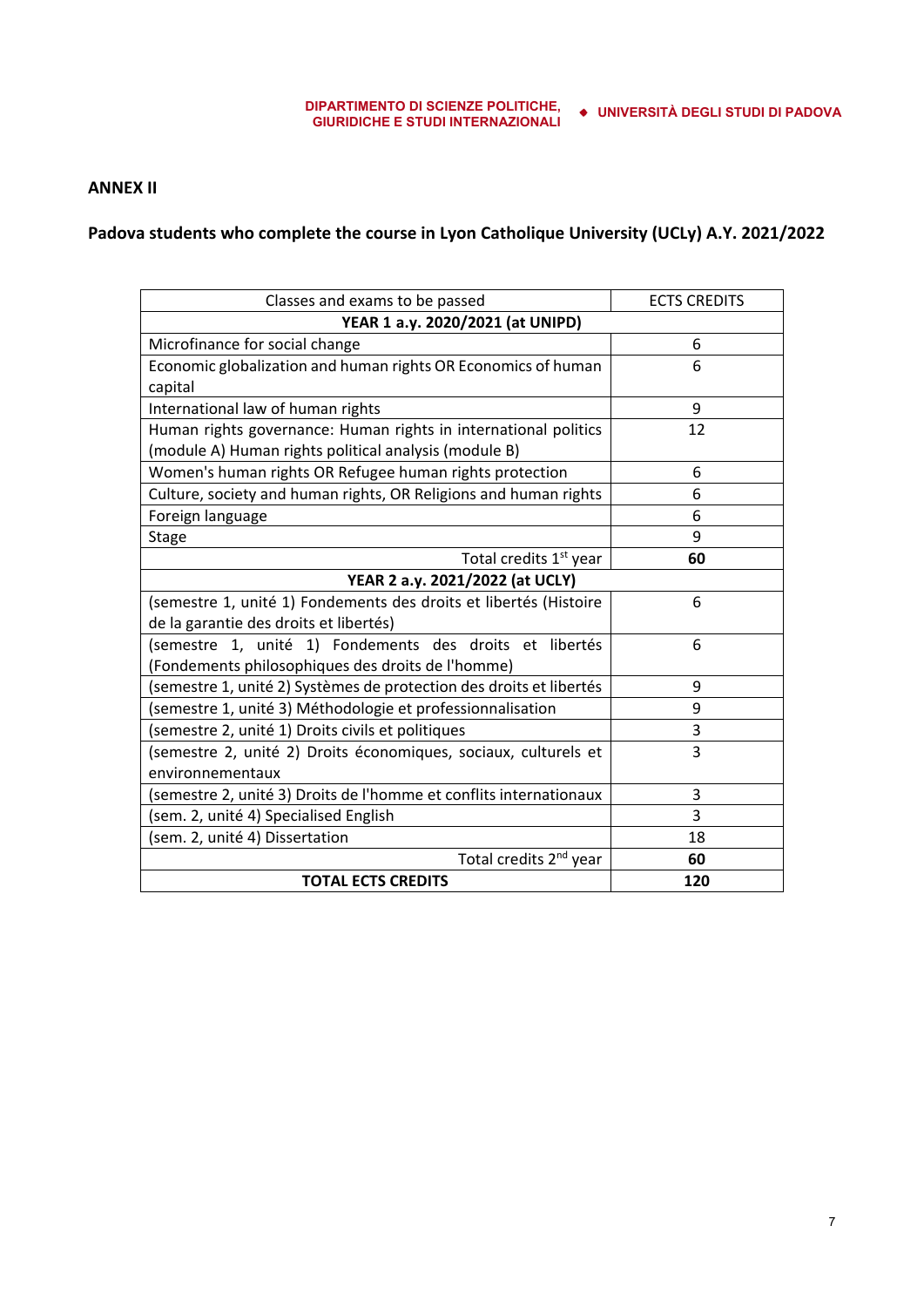## ANNEX II

## Padova students who complete the course in Lyon Catholique University (UCLy) A.Y. 2021/2022

| Classes and exams to be passed | ECTS CREDITS |
|---|---|
| **YEAR 1 a.y. 2020/2021 (at UNIPD)** | |
| Microfinance for social change | 6 |
| Economic globalization and human rights OR Economics of human capital | 6 |
| International law of human rights | 9 |
| Human rights governance: Human rights in international politics (module A) Human rights political analysis (module B) | 12 |
| Women's human rights OR Refugee human rights protection | 6 |
| Culture, society and human rights, OR Religions and human rights | 6 |
| Foreign language | 6 |
| Stage | 9 |
| Total credits 1st year | **60** |
| **YEAR 2 a.y. 2021/2022 (at UCLY)** | |
| (semestre 1, unité 1) Fondements des droits et libertés (Histoire de la garantie des droits et libertés) | 6 |
| (semestre 1, unité 1) Fondements des droits et libertés (Fondements philosophiques des droits de l'homme) | 6 |
| (semestre 1, unité 2) Systèmes de protection des droits et libertés | 9 |
| (semestre 1, unité 3) Méthodologie et professionnalisation | 9 |
| (semestre 2, unité 1) Droits civils et politiques | 3 |
| (semestre 2, unité 2) Droits économiques, sociaux, culturels et environnementaux | 3 |
| (semestre 2, unité 3) Droits de l'homme et conflits internationaux | 3 |
| (sem. 2, unité 4) Specialised English | 3 |
| (sem. 2, unité 4) Dissertation | 18 |
| Total credits 2nd year | **60** |
| **TOTAL ECTS CREDITS** | **120** |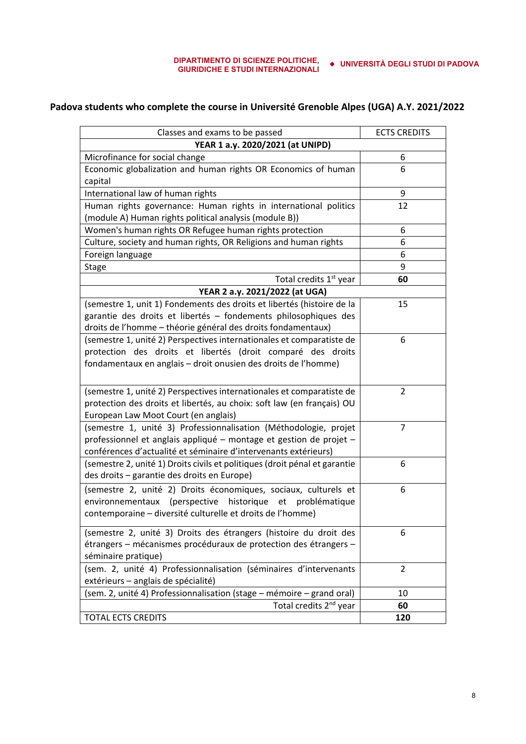## Padova students who complete the course in Université Grenoble Alpes (UGA) A.Y. 2021/2022

| Classes and exams to be passed | ECTS CREDITS |
|---|---|
| **YEAR 1 a.y. 2020/2021 (at UNIPD)** | |
| Microfinance for social change | 6 |
| Economic globalization and human rights OR Economics of human capital | 6 |
| International law of human rights | 9 |
| Human rights governance: Human rights in international politics (module A) Human rights political analysis (module B)) | 12 |
| Women's human rights OR Refugee human rights protection | 6 |
| Culture, society and human rights, OR Religions and human rights | 6 |
| Foreign language | 6 |
| Stage | 9 |
| Total credits 1st year | **60** |
| **YEAR 2 a.y. 2021/2022 (at UGA)** | |
| (semestre 1, unit 1) Fondements des droits et libertés (histoire de la garantie des droits et libertés – fondements philosophiques des droits de l'homme – théorie général des droits fondamentaux) | 15 |
| (semestre 1, unité 2) Perspectives internationales et comparatiste de protection des droits et libertés (droit comparé des droits fondamentaux en anglais – droit onusien des droits de l'homme) | 6 |
| (semestre 1, unité 2) Perspectives internationales et comparatiste de protection des droits et libertés, au choix: soft law (en français) OU European Law Moot Court (en anglais) | 2 |
| (semestre 1, unité 3) Professionnalisation (Méthodologie, projet professionnel et anglais appliqué – montage et gestion de projet – conférences d'actualité et séminaire d'intervenants extérieurs) | 7 |
| (semestre 2, unité 1) Droits civils et politiques (droit pénal et garantie des droits – garantie des droits en Europe) | 6 |
| (semestre 2, unité 2) Droits économiques, sociaux, culturels et environnementaux (perspective historique et problématique contemporaine – diversité culturelle et droits de l'homme) | 6 |
| (semestre 2, unité 3) Droits des étrangers (histoire du droit des étrangers – mécanismes procéduraux de protection des étrangers – séminaire pratique) | 6 |
| (sem. 2, unité 4) Professionnalisation (séminaires d'intervenants extérieurs – anglais de spécialité) | 2 |
| (sem. 2, unité 4) Professionnalisation (stage – mémoire – grand oral) | 10 |
| Total credits 2nd year | **60** |
| TOTAL ECTS CREDITS | **120** |